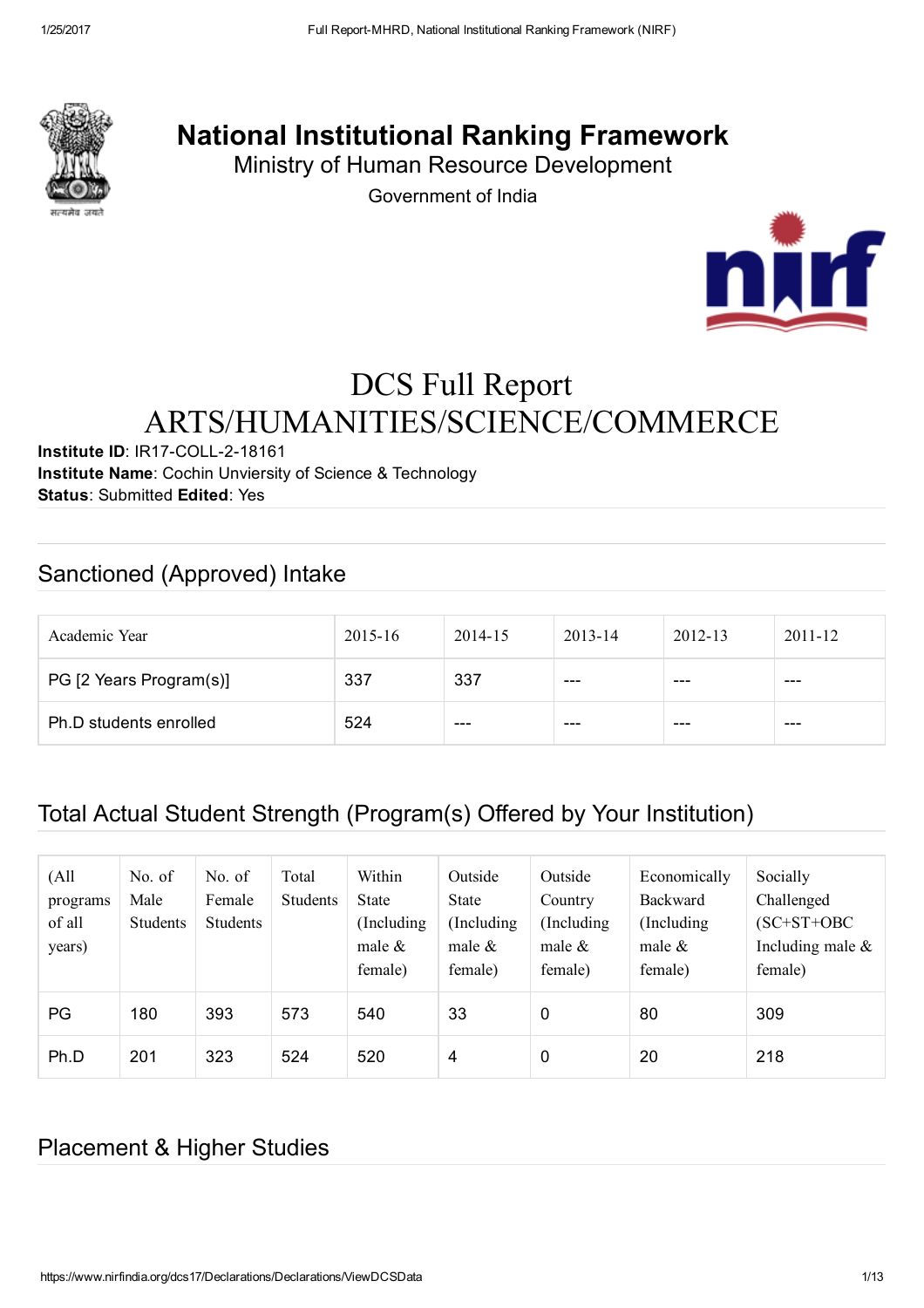# National Institutional Ranking Framework

Ministry of Human Resource Development

Government of India

# DCS Full Report
# ARTS/HUMANITIES/SCIENCE/COMMERCE

**Institute ID**: IR17-COLL-2-18161
**Institute Name**: Cochin Unviersity of Science & Technology
**Status**: Submitted **Edited**: Yes

## Sanctioned (Approved) Intake

| Academic Year | 2015-16 | 2014-15 | 2013-14 | 2012-13 | 2011-12 |
|---|---|---|---|---|---|
| PG [2 Years Program(s)] | 337 | 337 | --- | --- | --- |
| Ph.D students enrolled | 524 | --- | --- | --- | --- |

## Total Actual Student Strength (Program(s) Offered by Your Institution)

| (All programs of all years) | No. of Male Students | No. of Female Students | Total Students | Within State (Including male & female) | Outside State (Including male & female) | Outside Country (Including male & female) | Economically Backward (Including male & female) | Socially Challenged (SC+ST+OBC Including male & female) |
|---|---|---|---|---|---|---|---|---|
| PG | 180 | 393 | 573 | 540 | 33 | 0 | 80 | 309 |
| Ph.D | 201 | 323 | 524 | 520 | 4 | 0 | 20 | 218 |

## Placement & Higher Studies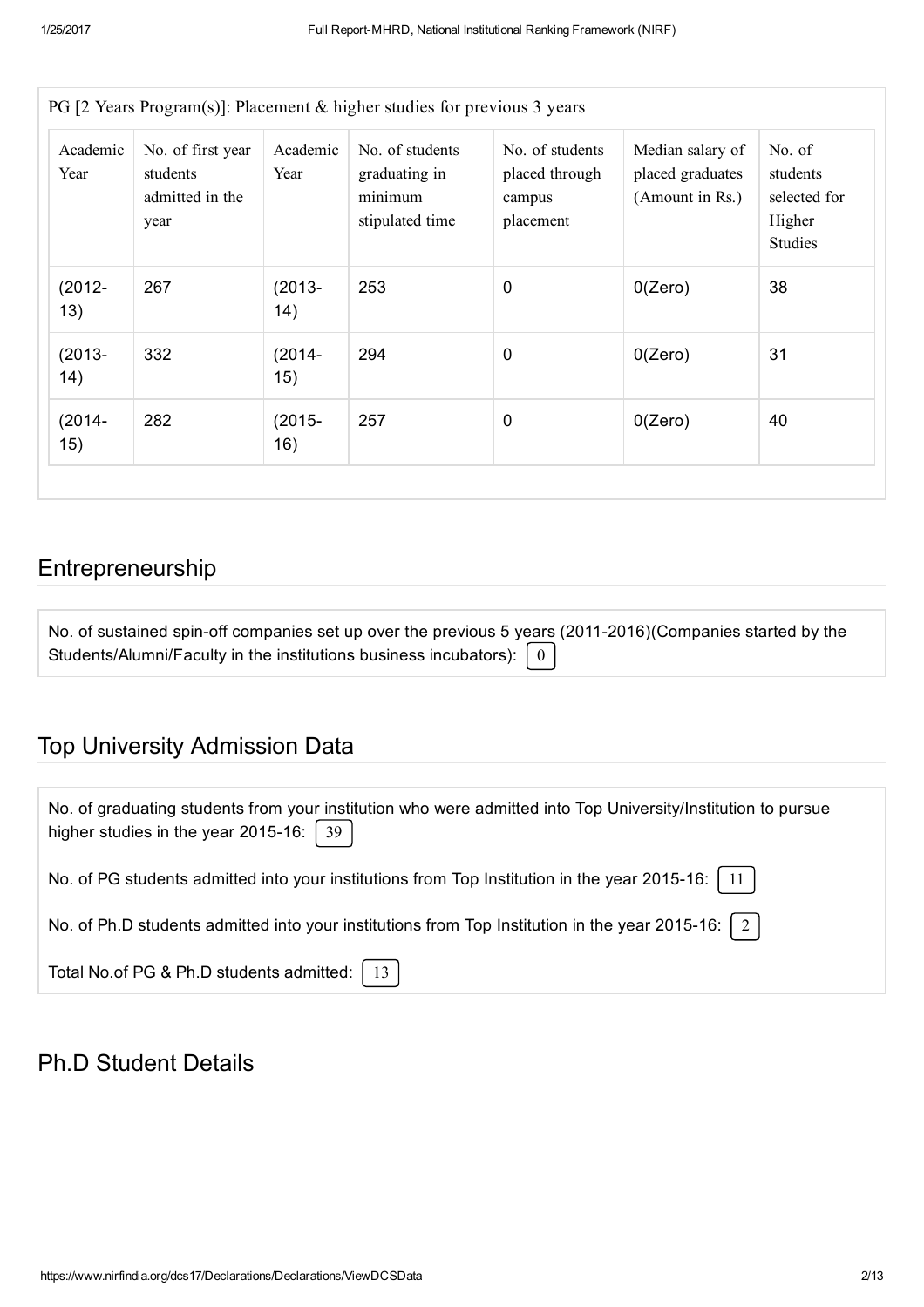PG [2 Years Program(s)]: Placement & higher studies for previous 3 years

| Academic Year | No. of first year students admitted in the year | Academic Year | No. of students graduating in minimum stipulated time | No. of students placed through campus placement | Median salary of placed graduates (Amount in Rs.) | No. of students selected for Higher Studies |
|---|---|---|---|---|---|---|
| (2012-13) | 267 | (2013-14) | 253 | 0 | 0(Zero) | 38 |
| (2013-14) | 332 | (2014-15) | 294 | 0 | 0(Zero) | 31 |
| (2014-15) | 282 | (2015-16) | 257 | 0 | 0(Zero) | 40 |

## Entrepreneurship

No. of sustained spin-off companies set up over the previous 5 years (2011-2016)(Companies started by the Students/Alumni/Faculty in the institutions business incubators): 0

## Top University Admission Data

No. of graduating students from your institution who were admitted into Top University/Institution to pursue higher studies in the year 2015-16: 39

No. of PG students admitted into your institutions from Top Institution in the year 2015-16: 11

No. of Ph.D students admitted into your institutions from Top Institution in the year 2015-16: 2

Total No.of PG & Ph.D students admitted: 13

## Ph.D Student Details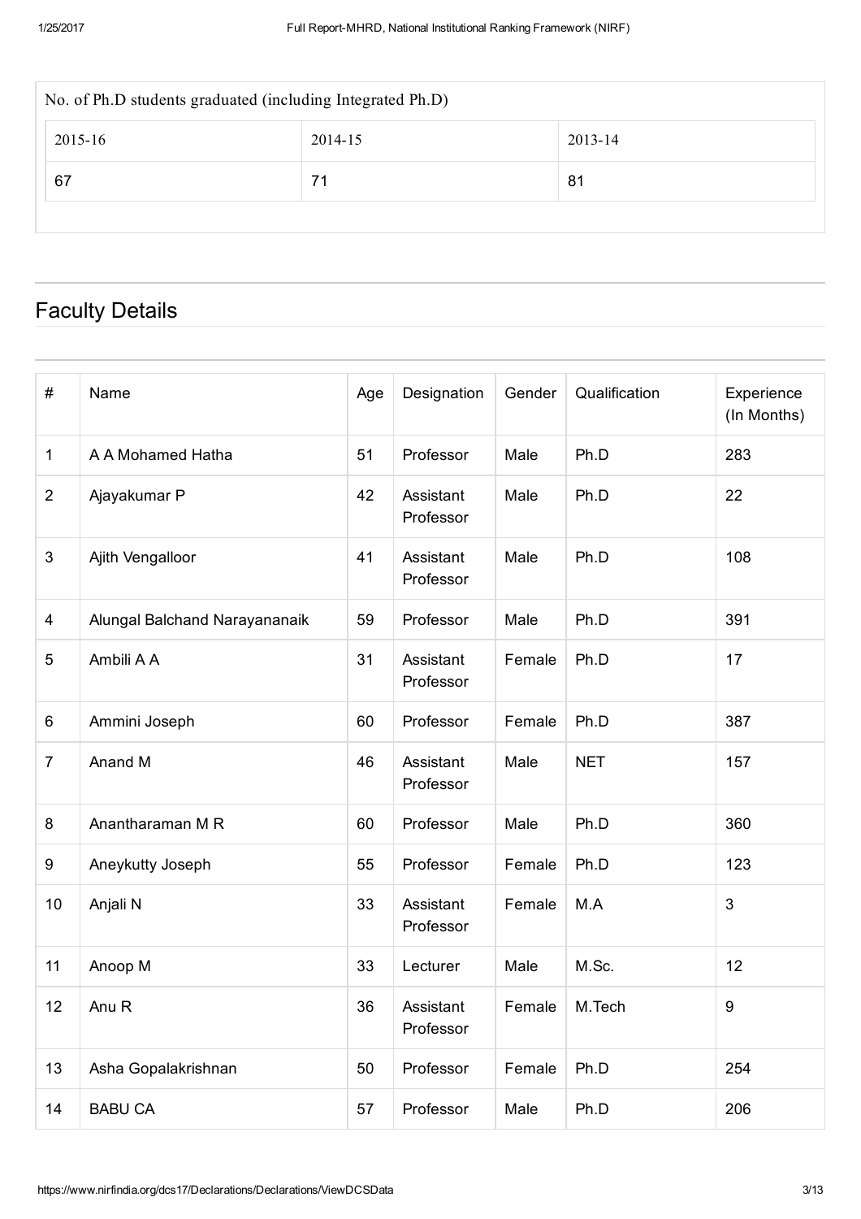| No. of Ph.D students graduated (including Integrated Ph.D) | | |
|---|---|---|
| 2015-16 | 2014-15 | 2013-14 |
| 67 | 71 | 81 |

## Faculty Details

| # | Name | Age | Designation | Gender | Qualification | Experience (In Months) |
|---|---|---|---|---|---|---|
| 1 | A A Mohamed Hatha | 51 | Professor | Male | Ph.D | 283 |
| 2 | Ajayakumar P | 42 | Assistant Professor | Male | Ph.D | 22 |
| 3 | Ajith Vengalloor | 41 | Assistant Professor | Male | Ph.D | 108 |
| 4 | Alungal Balchand Narayananaik | 59 | Professor | Male | Ph.D | 391 |
| 5 | Ambili A A | 31 | Assistant Professor | Female | Ph.D | 17 |
| 6 | Ammini Joseph | 60 | Professor | Female | Ph.D | 387 |
| 7 | Anand M | 46 | Assistant Professor | Male | NET | 157 |
| 8 | Anantharaman M R | 60 | Professor | Male | Ph.D | 360 |
| 9 | Aneykutty Joseph | 55 | Professor | Female | Ph.D | 123 |
| 10 | Anjali N | 33 | Assistant Professor | Female | M.A | 3 |
| 11 | Anoop M | 33 | Lecturer | Male | M.Sc. | 12 |
| 12 | Anu R | 36 | Assistant Professor | Female | M.Tech | 9 |
| 13 | Asha Gopalakrishnan | 50 | Professor | Female | Ph.D | 254 |
| 14 | BABU CA | 57 | Professor | Male | Ph.D | 206 |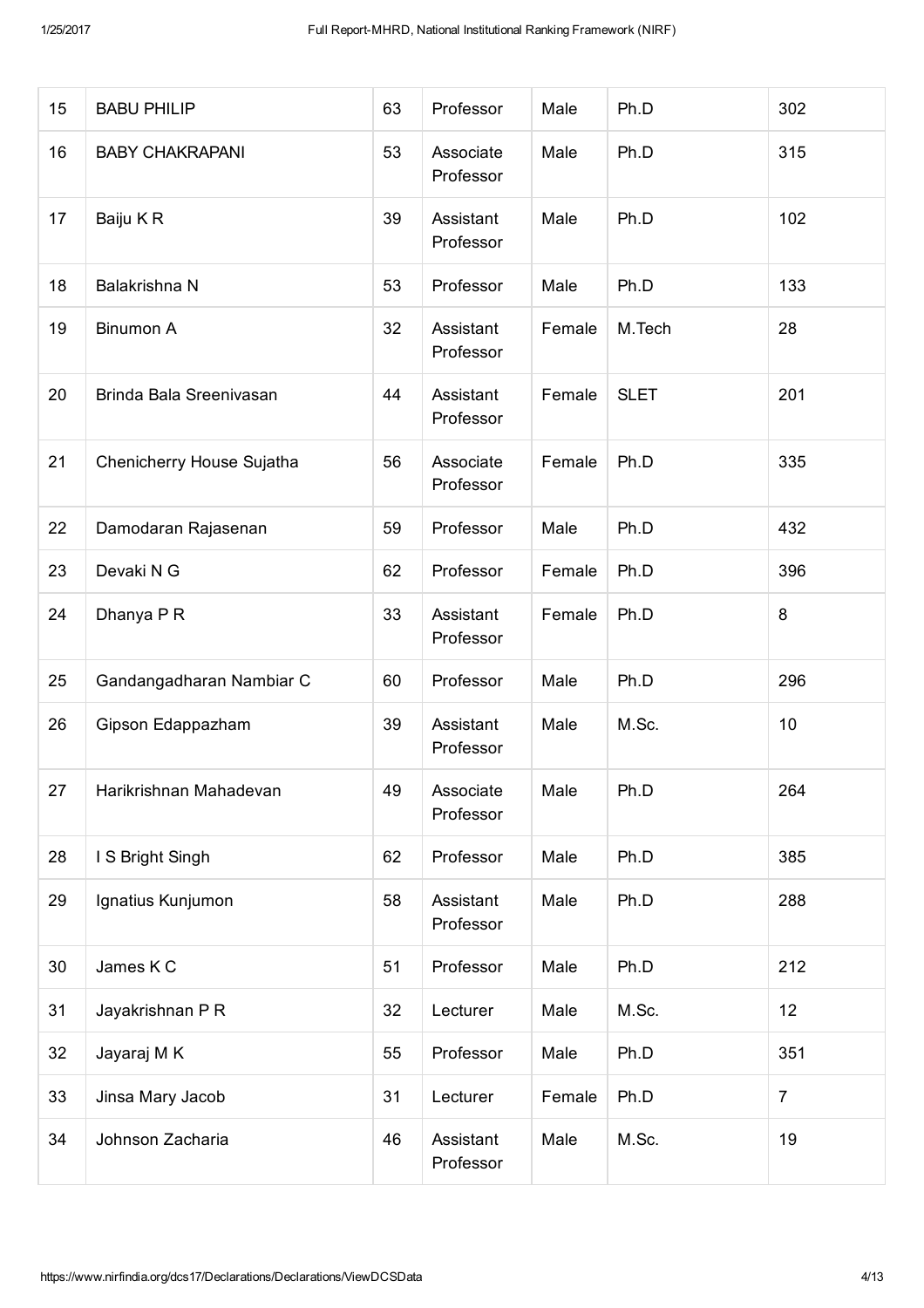| | | | | | | |
|---|---|---|---|---|---|---|
| 15 | BABU PHILIP | 63 | Professor | Male | Ph.D | 302 |
| 16 | BABY CHAKRAPANI | 53 | Associate Professor | Male | Ph.D | 315 |
| 17 | Baiju K R | 39 | Assistant Professor | Male | Ph.D | 102 |
| 18 | Balakrishna N | 53 | Professor | Male | Ph.D | 133 |
| 19 | Binumon A | 32 | Assistant Professor | Female | M.Tech | 28 |
| 20 | Brinda Bala Sreenivasan | 44 | Assistant Professor | Female | SLET | 201 |
| 21 | Chenicherry House Sujatha | 56 | Associate Professor | Female | Ph.D | 335 |
| 22 | Damodaran Rajasenan | 59 | Professor | Male | Ph.D | 432 |
| 23 | Devaki N G | 62 | Professor | Female | Ph.D | 396 |
| 24 | Dhanya P R | 33 | Assistant Professor | Female | Ph.D | 8 |
| 25 | Gandangadharan Nambiar C | 60 | Professor | Male | Ph.D | 296 |
| 26 | Gipson Edappazham | 39 | Assistant Professor | Male | M.Sc. | 10 |
| 27 | Harikrishnan Mahadevan | 49 | Associate Professor | Male | Ph.D | 264 |
| 28 | I S Bright Singh | 62 | Professor | Male | Ph.D | 385 |
| 29 | Ignatius Kunjumon | 58 | Assistant Professor | Male | Ph.D | 288 |
| 30 | James K C | 51 | Professor | Male | Ph.D | 212 |
| 31 | Jayakrishnan P R | 32 | Lecturer | Male | M.Sc. | 12 |
| 32 | Jayaraj M K | 55 | Professor | Male | Ph.D | 351 |
| 33 | Jinsa Mary Jacob | 31 | Lecturer | Female | Ph.D | 7 |
| 34 | Johnson Zacharia | 46 | Assistant Professor | Male | M.Sc. | 19 |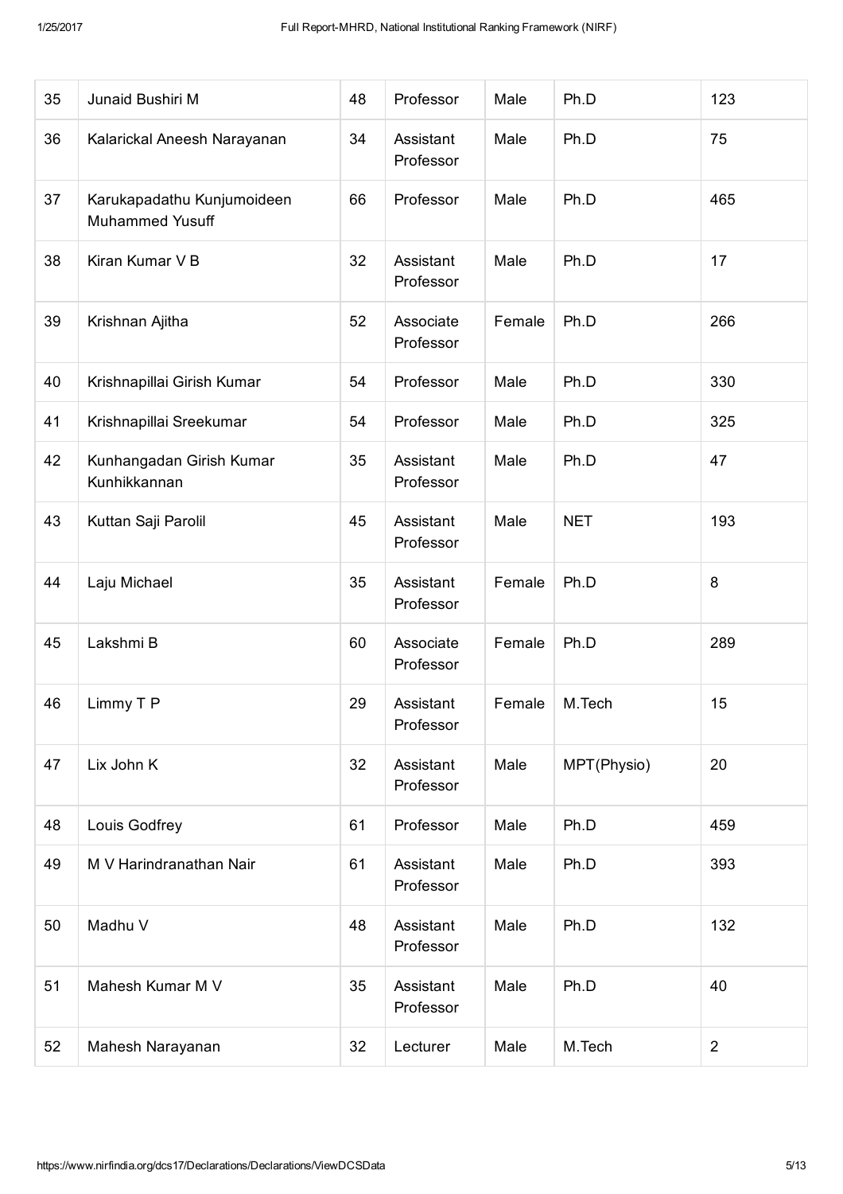| | | | | | | |
|---|---|---|---|---|---|---|
| 35 | Junaid Bushiri M | 48 | Professor | Male | Ph.D | 123 |
| 36 | Kalarickal Aneesh Narayanan | 34 | Assistant Professor | Male | Ph.D | 75 |
| 37 | Karukapadathu Kunjumoideen Muhammed Yusuff | 66 | Professor | Male | Ph.D | 465 |
| 38 | Kiran Kumar V B | 32 | Assistant Professor | Male | Ph.D | 17 |
| 39 | Krishnan Ajitha | 52 | Associate Professor | Female | Ph.D | 266 |
| 40 | Krishnapillai Girish Kumar | 54 | Professor | Male | Ph.D | 330 |
| 41 | Krishnapillai Sreekumar | 54 | Professor | Male | Ph.D | 325 |
| 42 | Kunhangadan Girish Kumar Kunhikkannan | 35 | Assistant Professor | Male | Ph.D | 47 |
| 43 | Kuttan Saji Parolil | 45 | Assistant Professor | Male | NET | 193 |
| 44 | Laju Michael | 35 | Assistant Professor | Female | Ph.D | 8 |
| 45 | Lakshmi B | 60 | Associate Professor | Female | Ph.D | 289 |
| 46 | Limmy T P | 29 | Assistant Professor | Female | M.Tech | 15 |
| 47 | Lix John K | 32 | Assistant Professor | Male | MPT(Physio) | 20 |
| 48 | Louis Godfrey | 61 | Professor | Male | Ph.D | 459 |
| 49 | M V Harindranathan Nair | 61 | Assistant Professor | Male | Ph.D | 393 |
| 50 | Madhu V | 48 | Assistant Professor | Male | Ph.D | 132 |
| 51 | Mahesh Kumar M V | 35 | Assistant Professor | Male | Ph.D | 40 |
| 52 | Mahesh Narayanan | 32 | Lecturer | Male | M.Tech | 2 |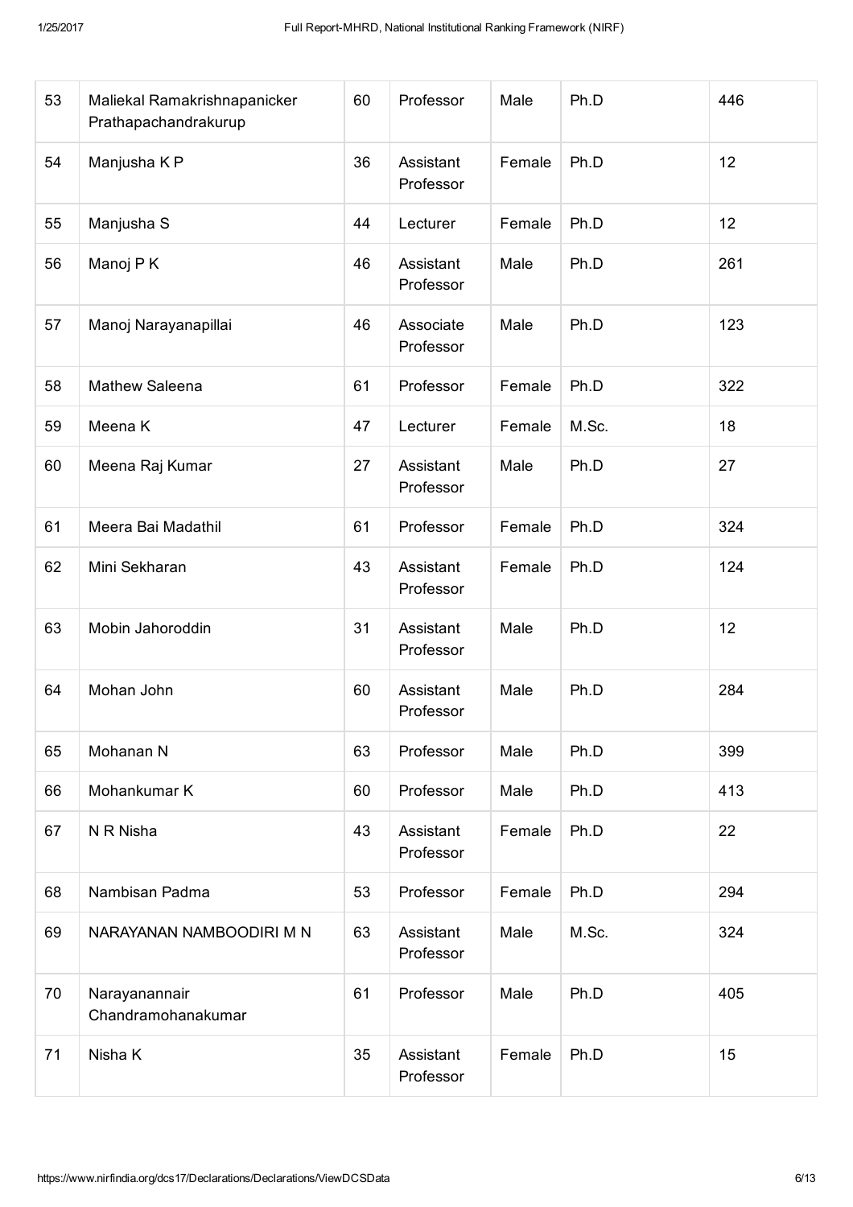| | | | | | | |
|---|---|---|---|---|---|---|
| 53 | Maliekal Ramakrishnapanicker Prathapachandrakurup | 60 | Professor | Male | Ph.D | 446 |
| 54 | Manjusha K P | 36 | Assistant Professor | Female | Ph.D | 12 |
| 55 | Manjusha S | 44 | Lecturer | Female | Ph.D | 12 |
| 56 | Manoj P K | 46 | Assistant Professor | Male | Ph.D | 261 |
| 57 | Manoj Narayanapillai | 46 | Associate Professor | Male | Ph.D | 123 |
| 58 | Mathew Saleena | 61 | Professor | Female | Ph.D | 322 |
| 59 | Meena K | 47 | Lecturer | Female | M.Sc. | 18 |
| 60 | Meena Raj Kumar | 27 | Assistant Professor | Male | Ph.D | 27 |
| 61 | Meera Bai Madathil | 61 | Professor | Female | Ph.D | 324 |
| 62 | Mini Sekharan | 43 | Assistant Professor | Female | Ph.D | 124 |
| 63 | Mobin Jahoroddin | 31 | Assistant Professor | Male | Ph.D | 12 |
| 64 | Mohan John | 60 | Assistant Professor | Male | Ph.D | 284 |
| 65 | Mohanan N | 63 | Professor | Male | Ph.D | 399 |
| 66 | Mohankumar K | 60 | Professor | Male | Ph.D | 413 |
| 67 | N R Nisha | 43 | Assistant Professor | Female | Ph.D | 22 |
| 68 | Nambisan Padma | 53 | Professor | Female | Ph.D | 294 |
| 69 | NARAYANAN NAMBOODIRI M N | 63 | Assistant Professor | Male | M.Sc. | 324 |
| 70 | Narayanannair Chandramohanakumar | 61 | Professor | Male | Ph.D | 405 |
| 71 | Nisha K | 35 | Assistant Professor | Female | Ph.D | 15 |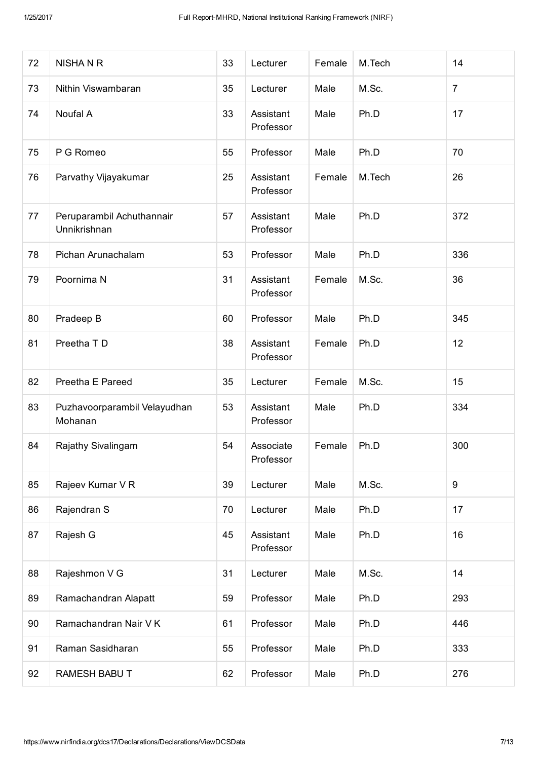| | | | | | | |
|---|---|---|---|---|---|---|
| 72 | NISHA N R | 33 | Lecturer | Female | M.Tech | 14 |
| 73 | Nithin Viswambaran | 35 | Lecturer | Male | M.Sc. | 7 |
| 74 | Noufal A | 33 | Assistant Professor | Male | Ph.D | 17 |
| 75 | P G Romeo | 55 | Professor | Male | Ph.D | 70 |
| 76 | Parvathy Vijayakumar | 25 | Assistant Professor | Female | M.Tech | 26 |
| 77 | Peruparambil Achuthannair Unnikrishnan | 57 | Assistant Professor | Male | Ph.D | 372 |
| 78 | Pichan Arunachalam | 53 | Professor | Male | Ph.D | 336 |
| 79 | Poornima N | 31 | Assistant Professor | Female | M.Sc. | 36 |
| 80 | Pradeep B | 60 | Professor | Male | Ph.D | 345 |
| 81 | Preetha T D | 38 | Assistant Professor | Female | Ph.D | 12 |
| 82 | Preetha E Pareed | 35 | Lecturer | Female | M.Sc. | 15 |
| 83 | Puzhavoorparambil Velayudhan Mohanan | 53 | Assistant Professor | Male | Ph.D | 334 |
| 84 | Rajathy Sivalingam | 54 | Associate Professor | Female | Ph.D | 300 |
| 85 | Rajeev Kumar V R | 39 | Lecturer | Male | M.Sc. | 9 |
| 86 | Rajendran S | 70 | Lecturer | Male | Ph.D | 17 |
| 87 | Rajesh G | 45 | Assistant Professor | Male | Ph.D | 16 |
| 88 | Rajeshmon V G | 31 | Lecturer | Male | M.Sc. | 14 |
| 89 | Ramachandran Alapatt | 59 | Professor | Male | Ph.D | 293 |
| 90 | Ramachandran Nair V K | 61 | Professor | Male | Ph.D | 446 |
| 91 | Raman Sasidharan | 55 | Professor | Male | Ph.D | 333 |
| 92 | RAMESH BABU T | 62 | Professor | Male | Ph.D | 276 |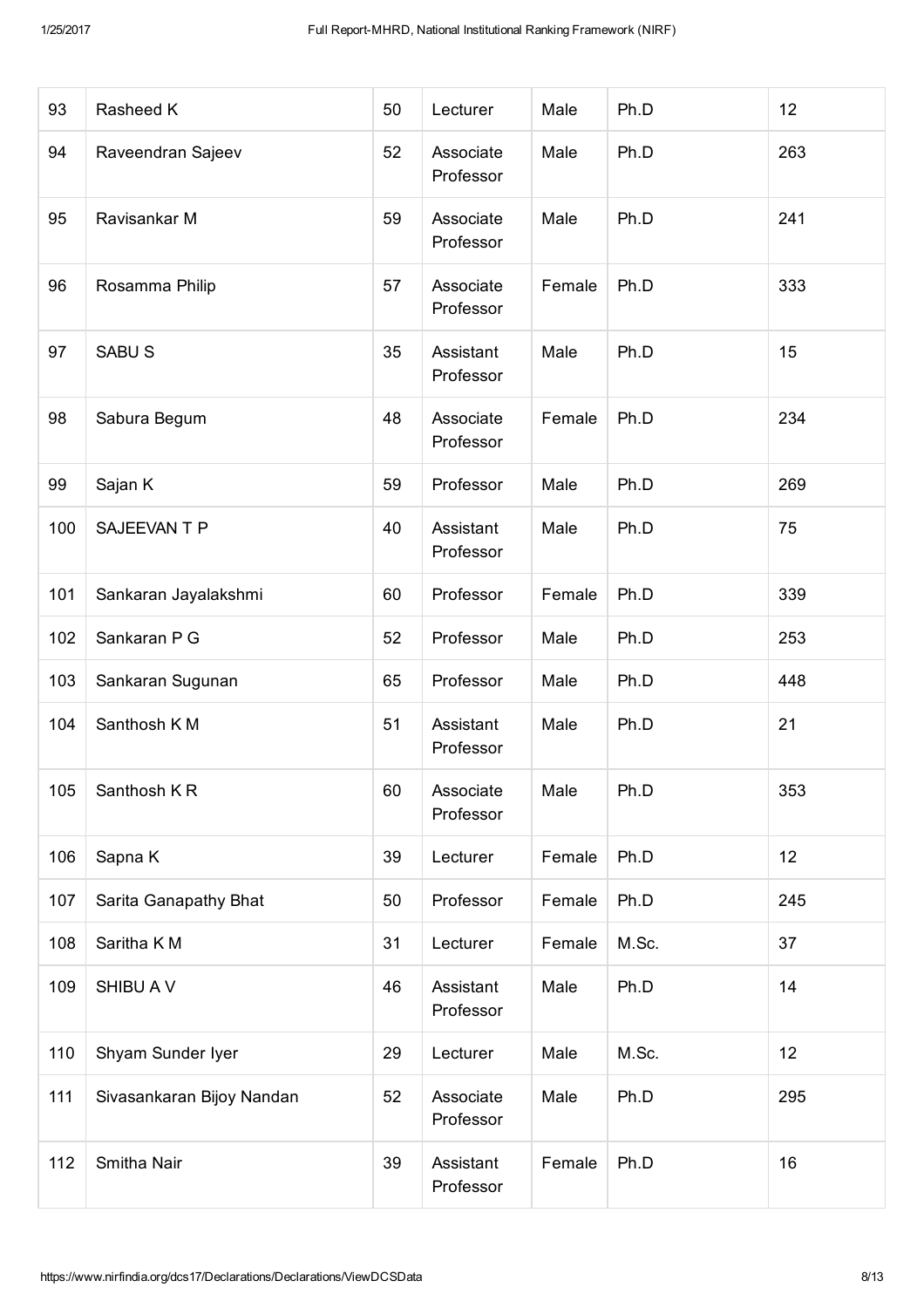| | | | | | | |
|---|---|---|---|---|---|---|
| 93 | Rasheed K | 50 | Lecturer | Male | Ph.D | 12 |
| 94 | Raveendran Sajeev | 52 | Associate Professor | Male | Ph.D | 263 |
| 95 | Ravisankar M | 59 | Associate Professor | Male | Ph.D | 241 |
| 96 | Rosamma Philip | 57 | Associate Professor | Female | Ph.D | 333 |
| 97 | SABU S | 35 | Assistant Professor | Male | Ph.D | 15 |
| 98 | Sabura Begum | 48 | Associate Professor | Female | Ph.D | 234 |
| 99 | Sajan K | 59 | Professor | Male | Ph.D | 269 |
| 100 | SAJEEVAN T P | 40 | Assistant Professor | Male | Ph.D | 75 |
| 101 | Sankaran Jayalakshmi | 60 | Professor | Female | Ph.D | 339 |
| 102 | Sankaran P G | 52 | Professor | Male | Ph.D | 253 |
| 103 | Sankaran Sugunan | 65 | Professor | Male | Ph.D | 448 |
| 104 | Santhosh K M | 51 | Assistant Professor | Male | Ph.D | 21 |
| 105 | Santhosh K R | 60 | Associate Professor | Male | Ph.D | 353 |
| 106 | Sapna K | 39 | Lecturer | Female | Ph.D | 12 |
| 107 | Sarita Ganapathy Bhat | 50 | Professor | Female | Ph.D | 245 |
| 108 | Saritha K M | 31 | Lecturer | Female | M.Sc. | 37 |
| 109 | SHIBU A V | 46 | Assistant Professor | Male | Ph.D | 14 |
| 110 | Shyam Sunder Iyer | 29 | Lecturer | Male | M.Sc. | 12 |
| 111 | Sivasankaran Bijoy Nandan | 52 | Associate Professor | Male | Ph.D | 295 |
| 112 | Smitha Nair | 39 | Assistant Professor | Female | Ph.D | 16 |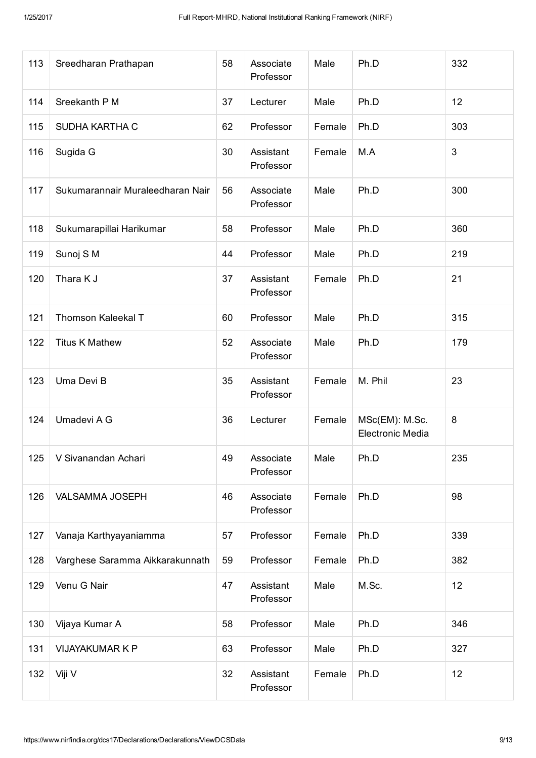| | | | | | | |
|---|---|---|---|---|---|---|
| 113 | Sreedharan Prathapan | 58 | Associate Professor | Male | Ph.D | 332 |
| 114 | Sreekanth P M | 37 | Lecturer | Male | Ph.D | 12 |
| 115 | SUDHA KARTHA C | 62 | Professor | Female | Ph.D | 303 |
| 116 | Sugida G | 30 | Assistant Professor | Female | M.A | 3 |
| 117 | Sukumarannair Muraleedharan Nair | 56 | Associate Professor | Male | Ph.D | 300 |
| 118 | Sukumarapillai Harikumar | 58 | Professor | Male | Ph.D | 360 |
| 119 | Sunoj S M | 44 | Professor | Male | Ph.D | 219 |
| 120 | Thara K J | 37 | Assistant Professor | Female | Ph.D | 21 |
| 121 | Thomson Kaleekal T | 60 | Professor | Male | Ph.D | 315 |
| 122 | Titus K Mathew | 52 | Associate Professor | Male | Ph.D | 179 |
| 123 | Uma Devi B | 35 | Assistant Professor | Female | M. Phil | 23 |
| 124 | Umadevi A G | 36 | Lecturer | Female | MSc(EM): M.Sc. Electronic Media | 8 |
| 125 | V Sivanandan Achari | 49 | Associate Professor | Male | Ph.D | 235 |
| 126 | VALSAMMA JOSEPH | 46 | Associate Professor | Female | Ph.D | 98 |
| 127 | Vanaja Karthyayaniamma | 57 | Professor | Female | Ph.D | 339 |
| 128 | Varghese Saramma Aikkarakunnath | 59 | Professor | Female | Ph.D | 382 |
| 129 | Venu G Nair | 47 | Assistant Professor | Male | M.Sc. | 12 |
| 130 | Vijaya Kumar A | 58 | Professor | Male | Ph.D | 346 |
| 131 | VIJAYAKUMAR K P | 63 | Professor | Male | Ph.D | 327 |
| 132 | Viji V | 32 | Assistant Professor | Female | Ph.D | 12 |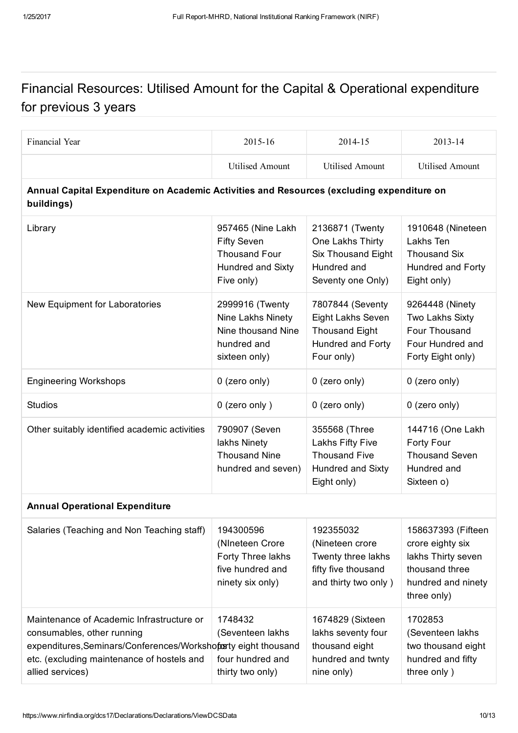## Financial Resources: Utilised Amount for the Capital & Operational expenditure for previous 3 years

| Financial Year | 2015-16 | 2014-15 | 2013-14 |
|---|---|---|---|
| | Utilised Amount | Utilised Amount | Utilised Amount |
| **Annual Capital Expenditure on Academic Activities and Resources (excluding expenditure on buildings)** | | | |
| Library | 957465 (Nine Lakh Fifty Seven Thousand Four Hundred and Sixty Five only) | 2136871 (Twenty One Lakhs Thirty Six Thousand Eight Hundred and Seventy one Only) | 1910648 (Nineteen Lakhs Ten Thousand Six Hundred and Forty Eight only) |
| New Equipment for Laboratories | 2999916 (Twenty Nine Lakhs Ninety Nine thousand Nine hundred and sixteen only) | 7807844 (Seventy Eight Lakhs Seven Thousand Eight Hundred and Forty Four only) | 9264448 (Ninety Two Lakhs Sixty Four Thousand Four Hundred and Forty Eight only) |
| Engineering Workshops | 0 (zero only) | 0 (zero only) | 0 (zero only) |
| Studios | 0 (zero only ) | 0 (zero only) | 0 (zero only) |
| Other suitably identified academic activities | 790907 (Seven lakhs Ninety Thousand Nine hundred and seven) | 355568 (Three Lakhs Fifty Five Thousand Five Hundred and Sixty Eight only) | 144716 (One Lakh Forty Four Thousand Seven Hundred and Sixteen o) |
| **Annual Operational Expenditure** | | | |
| Salaries (Teaching and Non Teaching staff) | 194300596 (NIneteen Crore Forty Three lakhs five hundred and ninety six only) | 192355032 (Nineteen crore Twenty three lakhs fifty five thousand and thirty two only ) | 158637393 (Fifteen crore eighty six lakhs Thirty seven thousand three hundred and ninety three only) |
| Maintenance of Academic Infrastructure or consumables, other running expenditures,Seminars/Conferences/Workshops etc. (excluding maintenance of hostels and allied services) | 1748432 (Seventeen lakhs forty eight thousand four hundred and thirty two only) | 1674829 (Sixteen lakhs seventy four thousand eight hundred and twnty nine only) | 1702853 (Seventeen lakhs two thousand eight hundred and fifty three only ) |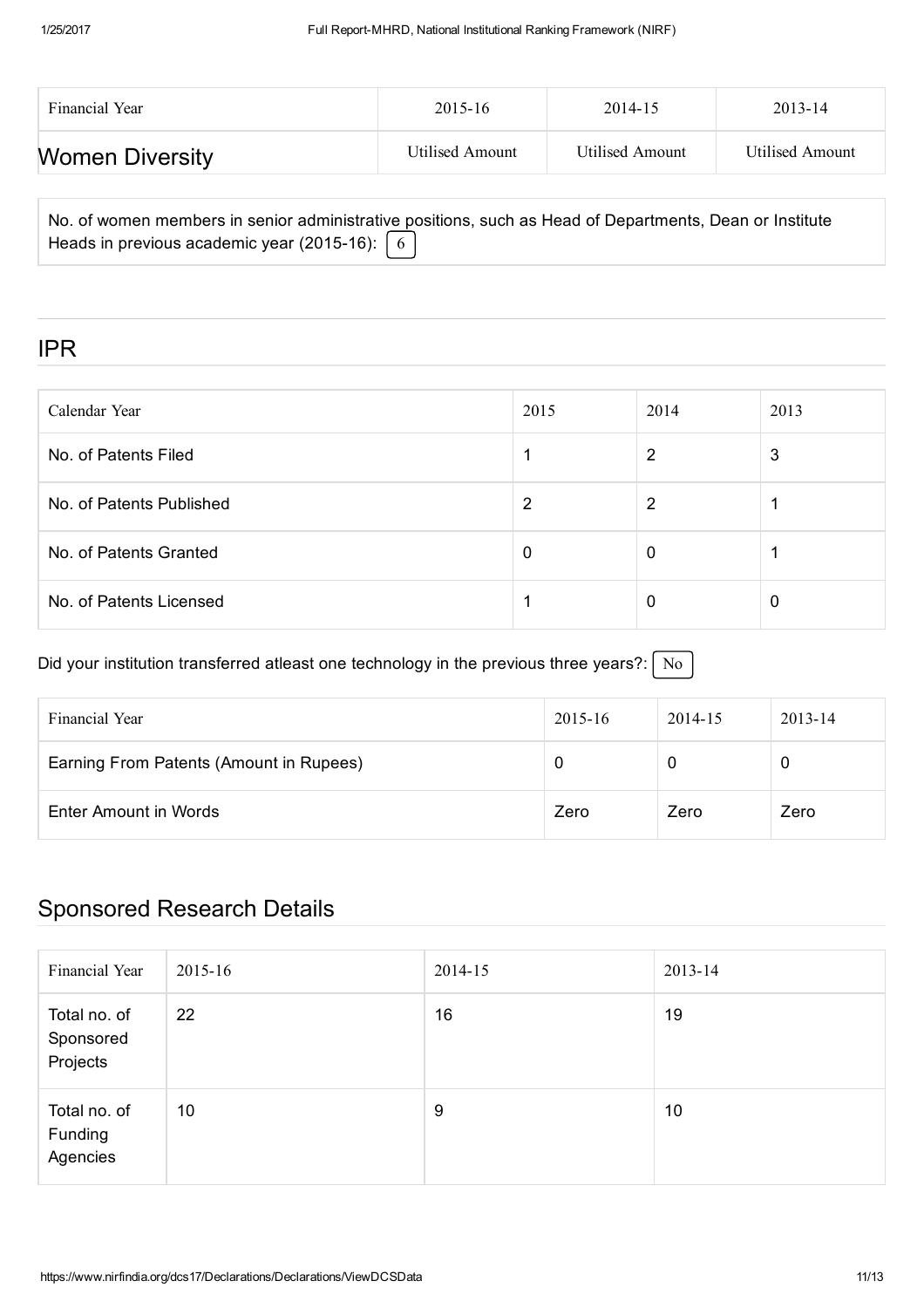| Financial Year | 2015-16 | 2014-15 | 2013-14 |
| --- | --- | --- | --- |
| **Women Diversity** | Utilised Amount | Utilised Amount | Utilised Amount |

No. of women members in senior administrative positions, such as Head of Departments, Dean or Institute Heads in previous academic year (2015-16): 6

## IPR

| Calendar Year | 2015 | 2014 | 2013 |
| --- | --- | --- | --- |
| No. of Patents Filed | 1 | 2 | 3 |
| No. of Patents Published | 2 | 2 | 1 |
| No. of Patents Granted | 0 | 0 | 1 |
| No. of Patents Licensed | 1 | 0 | 0 |

Did your institution transferred atleast one technology in the previous three years?: No

| Financial Year | 2015-16 | 2014-15 | 2013-14 |
| --- | --- | --- | --- |
| Earning From Patents (Amount in Rupees) | 0 | 0 | 0 |
| Enter Amount in Words | Zero | Zero | Zero |

## Sponsored Research Details

| Financial Year | 2015-16 | 2014-15 | 2013-14 |
| --- | --- | --- | --- |
| Total no. of Sponsored Projects | 22 | 16 | 19 |
| Total no. of Funding Agencies | 10 | 9 | 10 |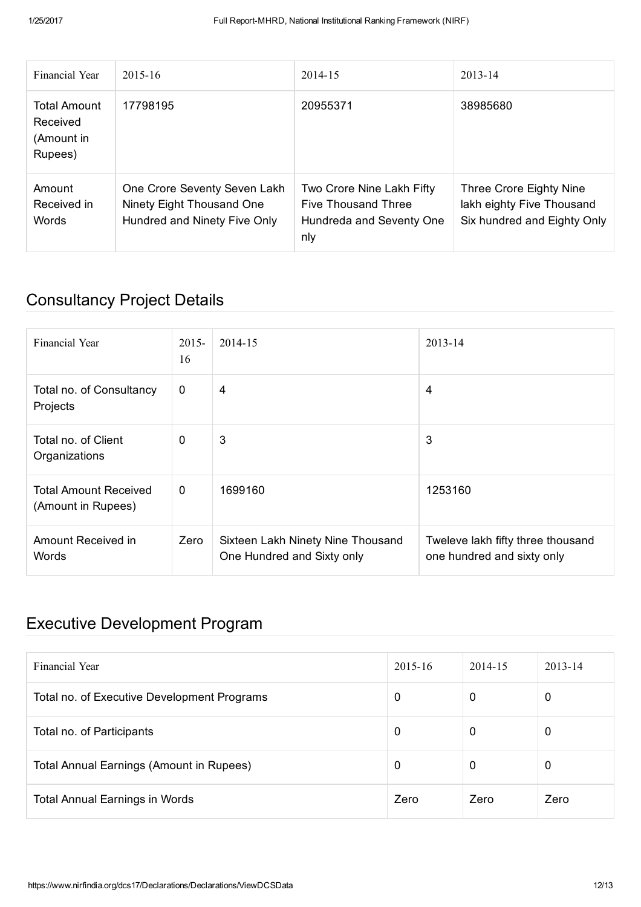| Financial Year | 2015-16 | 2014-15 | 2013-14 |
| --- | --- | --- | --- |
| Total Amount Received (Amount in Rupees) | 17798195 | 20955371 | 38985680 |
| Amount Received in Words | One Crore Seventy Seven Lakh Ninety Eight Thousand One Hundred and Ninety Five Only | Two Crore Nine Lakh Fifty Five Thousand Three Hundreda and Seventy One nly | Three Crore Eighty Nine lakh eighty Five Thousand Six hundred and Eighty Only |

## Consultancy Project Details

| Financial Year | 2015-16 | 2014-15 | 2013-14 |
| --- | --- | --- | --- |
| Total no. of Consultancy Projects | 0 | 4 | 4 |
| Total no. of Client Organizations | 0 | 3 | 3 |
| Total Amount Received (Amount in Rupees) | 0 | 1699160 | 1253160 |
| Amount Received in Words | Zero | Sixteen Lakh Ninety Nine Thousand One Hundred and Sixty only | Tweleve lakh fifty three thousand one hundred and sixty only |

## Executive Development Program

| Financial Year | 2015-16 | 2014-15 | 2013-14 |
| --- | --- | --- | --- |
| Total no. of Executive Development Programs | 0 | 0 | 0 |
| Total no. of Participants | 0 | 0 | 0 |
| Total Annual Earnings (Amount in Rupees) | 0 | 0 | 0 |
| Total Annual Earnings in Words | Zero | Zero | Zero |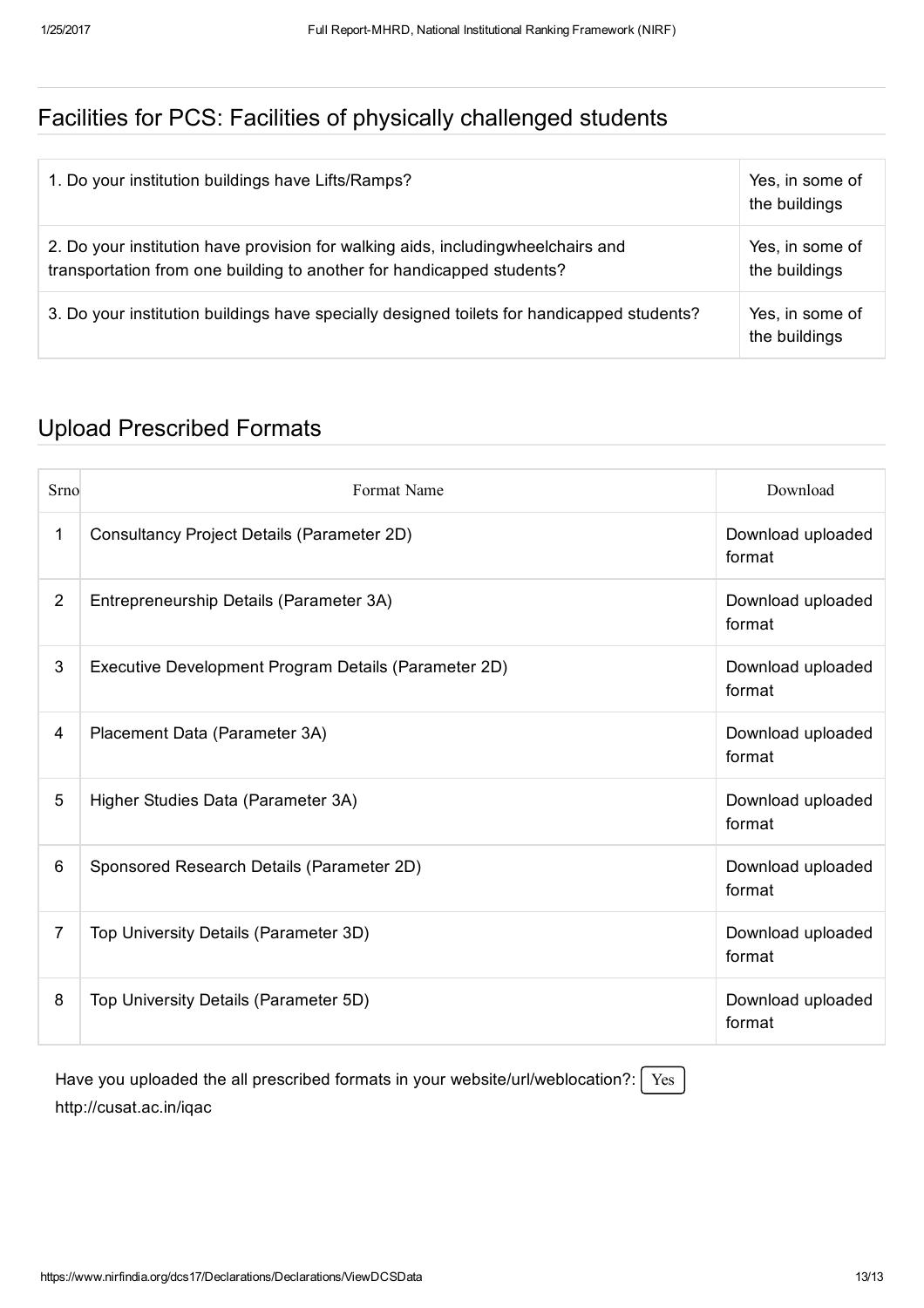## Facilities for PCS: Facilities of physically challenged students

| | |
|---|---|
| 1. Do your institution buildings have Lifts/Ramps? | Yes, in some of the buildings |
| 2. Do your institution have provision for walking aids, includingwheelchairs and transportation from one building to another for handicapped students? | Yes, in some of the buildings |
| 3. Do your institution buildings have specially designed toilets for handicapped students? | Yes, in some of the buildings |

## Upload Prescribed Formats

| Srno | Format Name | Download |
|---|---|---|
| 1 | Consultancy Project Details (Parameter 2D) | Download uploaded format |
| 2 | Entrepreneurship Details (Parameter 3A) | Download uploaded format |
| 3 | Executive Development Program Details (Parameter 2D) | Download uploaded format |
| 4 | Placement Data (Parameter 3A) | Download uploaded format |
| 5 | Higher Studies Data (Parameter 3A) | Download uploaded format |
| 6 | Sponsored Research Details (Parameter 2D) | Download uploaded format |
| 7 | Top University Details (Parameter 3D) | Download uploaded format |
| 8 | Top University Details (Parameter 5D) | Download uploaded format |

Have you uploaded the all prescribed formats in your website/url/weblocation?: Yes

http://cusat.ac.in/iqac